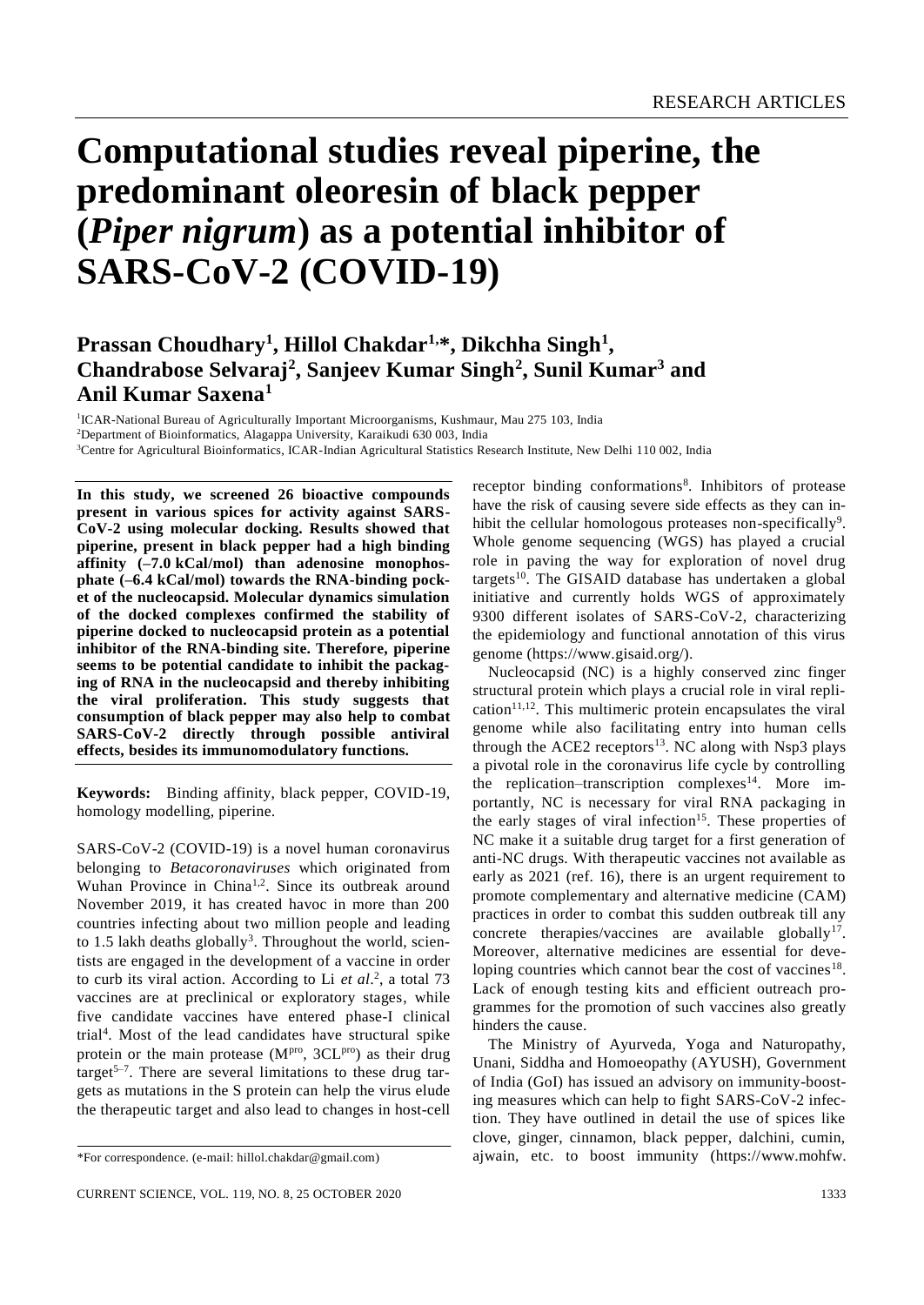# Computational studies reveal piperine, the predominant oleoresin of black pepper (*Piper nigrum*) as a potential inhibitor of SARS-CoV-2 (COVID-19)

**Prassan Choudhary[1], Hillol Chakdar[1,*], Dikchha Singh[1], Chandrabose Selvaraj[2], Sanjeev Kumar Singh[2], Sunil Kumar[3] and Anil Kumar Saxena[1]**

[1]ICAR-National Bureau of Agriculturally Important Microorganisms, Kushmaur, Mau 275 103, India
[2]Department of Bioinformatics, Alagappa University, Karaikudi 630 003, India
[3]Centre for Agricultural Bioinformatics, ICAR-Indian Agricultural Statistics Research Institute, New Delhi 110 002, India

**In this study, we screened 26 bioactive compounds present in various spices for activity against SARS-CoV-2 using molecular docking. Results showed that piperine, present in black pepper had a high binding affinity (–7.0 kCal/mol) than adenosine monophosphate (–6.4 kCal/mol) towards the RNA-binding pocket of the nucleocapsid. Molecular dynamics simulation of the docked complexes confirmed the stability of piperine docked to nucleocapsid protein as a potential inhibitor of the RNA-binding site. Therefore, piperine seems to be potential candidate to inhibit the packaging of RNA in the nucleocapsid and thereby inhibiting the viral proliferation. This study suggests that consumption of black pepper may also help to combat SARS-CoV-2 directly through possible antiviral effects, besides its immunomodulatory functions.**

**Keywords:** Binding affinity, black pepper, COVID-19, homology modelling, piperine.

SARS-CoV-2 (COVID-19) is a novel human coronavirus belonging to *Betacoronaviruses* which originated from Wuhan Province in China[1,2]. Since its outbreak around November 2019, it has created havoc in more than 200 countries infecting about two million people and leading to 1.5 lakh deaths globally[3]. Throughout the world, scientists are engaged in the development of a vaccine in order to curb its viral action. According to Li *et al.*[2], a total 73 vaccines are at preclinical or exploratory stages, while five candidate vaccines have entered phase-I clinical trial[4]. Most of the lead candidates have structural spike protein or the main protease ($M^{pro}$, $3CL^{pro}$) as their drug target[5–7]. There are several limitations to these drug targets as mutations in the S protein can help the virus elude the therapeutic target and also lead to changes in host-cell receptor binding conformations[8]. Inhibitors of protease have the risk of causing severe side effects as they can inhibit the cellular homologous proteases non-specifically[9]. Whole genome sequencing (WGS) has played a crucial role in paving the way for exploration of novel drug targets[10]. The GISAID database has undertaken a global initiative and currently holds WGS of approximately 9300 different isolates of SARS-CoV-2, characterizing the epidemiology and functional annotation of this virus genome (https://www.gisaid.org/).

Nucleocapsid (NC) is a highly conserved zinc finger structural protein which plays a crucial role in viral replication[11,12]. This multimeric protein encapsulates the viral genome while also facilitating entry into human cells through the ACE2 receptors[13]. NC along with Nsp3 plays a pivotal role in the coronavirus life cycle by controlling the replication–transcription complexes[14]. More importantly, NC is necessary for viral RNA packaging in the early stages of viral infection[15]. These properties of NC make it a suitable drug target for a first generation of anti-NC drugs. With therapeutic vaccines not available as early as 2021 (ref. 16), there is an urgent requirement to promote complementary and alternative medicine (CAM) practices in order to combat this sudden outbreak till any concrete therapies/vaccines are available globally[17]. Moreover, alternative medicines are essential for developing countries which cannot bear the cost of vaccines[18]. Lack of enough testing kits and efficient outreach programmes for the promotion of such vaccines also greatly hinders the cause.

The Ministry of Ayurveda, Yoga and Naturopathy, Unani, Siddha and Homoeopathy (AYUSH), Government of India (GoI) has issued an advisory on immunity-boosting measures which can help to fight SARS-CoV-2 infection. They have outlined in detail the use of spices like clove, ginger, cinnamon, black pepper, dalchini, cumin, ajwain, etc. to boost immunity (https://www.mohfw.

*For correspondence. (e-mail: hillol.chakdar@gmail.com)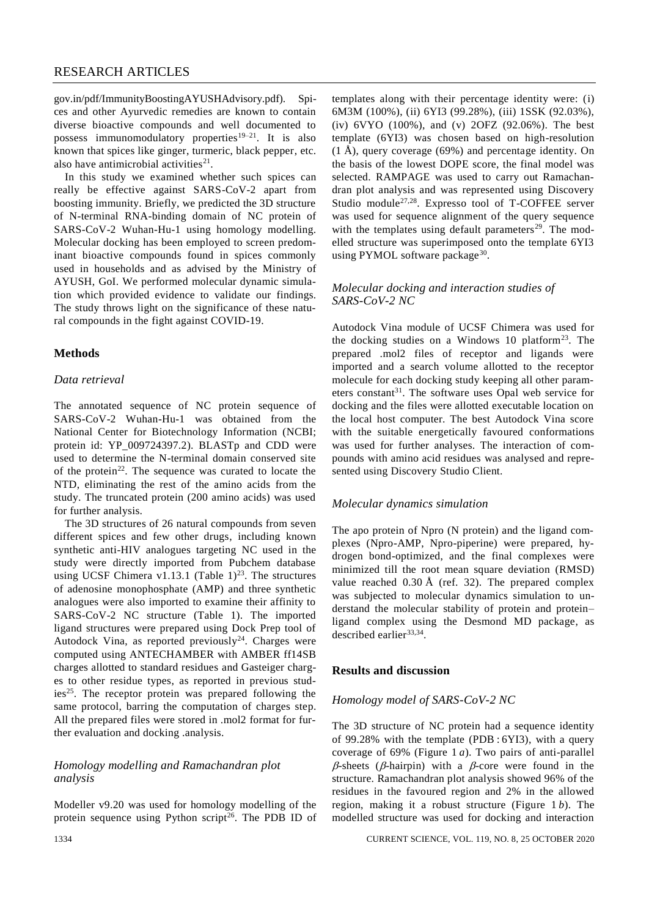gov.in/pdf/ImmunityBoostingAYUSHAdvisory.pdf). Spices and other Ayurvedic remedies are known to contain diverse bioactive compounds and well documented to possess immunomodulatory properties[19–21]. It is also known that spices like ginger, turmeric, black pepper, etc. also have antimicrobial activities[21].

In this study we examined whether such spices can really be effective against SARS-CoV-2 apart from boosting immunity. Briefly, we predicted the 3D structure of N-terminal RNA-binding domain of NC protein of SARS-CoV-2 Wuhan-Hu-1 using homology modelling. Molecular docking has been employed to screen predominant bioactive compounds found in spices commonly used in households and as advised by the Ministry of AYUSH, GoI. We performed molecular dynamic simulation which provided evidence to validate our findings. The study throws light on the significance of these natural compounds in the fight against COVID-19.

## Methods

### *Data retrieval*

The annotated sequence of NC protein sequence of SARS-CoV-2 Wuhan-Hu-1 was obtained from the National Center for Biotechnology Information (NCBI; protein id: YP_009724397.2). BLASTp and CDD were used to determine the N-terminal domain conserved site of the protein[22]. The sequence was curated to locate the NTD, eliminating the rest of the amino acids from the study. The truncated protein (200 amino acids) was used for further analysis.

The 3D structures of 26 natural compounds from seven different spices and few other drugs, including known synthetic anti-HIV analogues targeting NC used in the study were directly imported from Pubchem database using UCSF Chimera v1.13.1 (Table 1)[23]. The structures of adenosine monophosphate (AMP) and three synthetic analogues were also imported to examine their affinity to SARS-CoV-2 NC structure (Table 1). The imported ligand structures were prepared using Dock Prep tool of Autodock Vina, as reported previously[24]. Charges were computed using ANTECHAMBER with AMBER ff14SB charges allotted to standard residues and Gasteiger charges to other residue types, as reported in previous studies[25]. The receptor protein was prepared following the same protocol, barring the computation of charges step. All the prepared files were stored in .mol2 format for further evaluation and docking .analysis.

### *Homology modelling and Ramachandran plot analysis*

Modeller v9.20 was used for homology modelling of the protein sequence using Python script[26]. The PDB ID of templates along with their percentage identity were: (i) 6M3M (100%), (ii) 6YI3 (99.28%), (iii) 1SSK (92.03%), (iv) 6VYO (100%), and (v) 2OFZ (92.06%). The best template (6YI3) was chosen based on high-resolution (1 Å), query coverage (69%) and percentage identity. On the basis of the lowest DOPE score, the final model was selected. RAMPAGE was used to carry out Ramachandran plot analysis and was represented using Discovery Studio module[27,28]. Expresso tool of T-COFFEE server was used for sequence alignment of the query sequence with the templates using default parameters[29]. The modelled structure was superimposed onto the template 6YI3 using PYMOL software package[30].

### *Molecular docking and interaction studies of SARS-CoV-2 NC*

Autodock Vina module of UCSF Chimera was used for the docking studies on a Windows 10 platform[23]. The prepared .mol2 files of receptor and ligands were imported and a search volume allotted to the receptor molecule for each docking study keeping all other parameters constant[31]. The software uses Opal web service for docking and the files were allotted executable location on the local host computer. The best Autodock Vina score with the suitable energetically favoured conformations was used for further analyses. The interaction of compounds with amino acid residues was analysed and represented using Discovery Studio Client.

### *Molecular dynamics simulation*

The apo protein of Npro (N protein) and the ligand complexes (Npro-AMP, Npro-piperine) were prepared, hydrogen bond-optimized, and the final complexes were minimized till the root mean square deviation (RMSD) value reached 0.30 Å (ref. 32). The prepared complex was subjected to molecular dynamics simulation to understand the molecular stability of protein and protein–ligand complex using the Desmond MD package, as described earlier[33,34].

## Results and discussion

### *Homology model of SARS-CoV-2 NC*

The 3D structure of NC protein had a sequence identity of 99.28% with the template (PDB : 6YI3), with a query coverage of 69% (Figure 1 *a*). Two pairs of anti-parallel $\beta$-sheets ($\beta$-hairpin) with a $\beta$-core were found in the structure. Ramachandran plot analysis showed 96% of the residues in the favoured region and 2% in the allowed region, making it a robust structure (Figure 1 *b*). The modelled structure was used for docking and interaction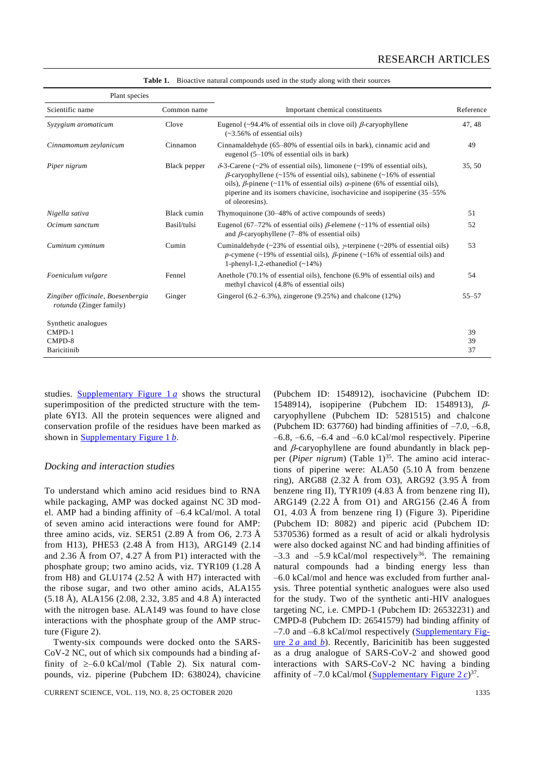**Table 1.** Bioactive natural compounds used in the study along with their sources

| Plant species | | | |
|---|---|---|---|
| Scientific name | Common name | Important chemical constituents | Reference |
| *Syzygium aromaticum* | Clove | Eugenol (~94.4% of essential oils in clove oil) β-caryophyllene (~3.56% of essential oils) | 47, 48 |
| *Cinnamomum zeylanicum* | Cinnamon | Cinnamaldehyde (65–80% of essential oils in bark), cinnamic acid and eugenol (5–10% of essential oils in bark) | 49 |
| *Piper nigrum* | Black pepper | δ-3-Carene (~2% of essential oils), limonene (~19% of essential oils), β-caryophyllene (~15% of essential oils), sabinene (~16% of essential oils), β-pinene (~11% of essential oils) α-pinene (6% of essential oils), piperine and its isomers chavicine, isochavicine and isopiperine (35–55% of oleoresins). | 35, 50 |
| *Nigella sativa* | Black cumin | Thymoquinone (30–48% of active compounds of seeds) | 51 |
| *Ocimum sanctum* | Basil/tulsi | Eugenol (67–72% of essential oils) β-elemene (~11% of essential oils) and β-caryophyllene (7–8% of essential oils) | 52 |
| *Cuminum cyminum* | Cumin | Cuminaldehyde (~23% of essential oils), γ-terpinene (~20% of essential oils) *p*-cymene (~19% of essential oils), β-pinene (~16% of essential oils) and 1-phenyl-1,2-ethanediol (~14%) | 53 |
| *Foeniculum vulgare* | Fennel | Anethole (70.1% of essential oils), fenchone (6.9% of essential oils) and methyl chavicol (4.8% of essential oils) | 54 |
| *Zingiber officinale*, *Boesenbergia rotunda* (Zinger family) | Ginger | Gingerol (6.2–6.3%), zingerone (9.25%) and chalcone (12%) | 55–57 |
| Synthetic analogues | | | |
| CMPD-1 | | | 39 |
| CMPD-8 | | | 39 |
| Baricitinib | | | 37 |

studies. Supplementary Figure 1 *a* shows the structural superimposition of the predicted structure with the template 6YI3. All the protein sequences were aligned and conservation profile of the residues have been marked as shown in Supplementary Figure 1 *b*.

### *Docking and interaction studies*

To understand which amino acid residues bind to RNA while packaging, AMP was docked against NC 3D model. AMP had a binding affinity of –6.4 kCal/mol. A total of seven amino acid interactions were found for AMP: three amino acids, viz. SER51 (2.89 Å from O6, 2.73 Å from H13), PHE53 (2.48 Å from H13), ARG149 (2.14 and 2.36 Å from O7, 4.27 Å from P1) interacted with the phosphate group; two amino acids, viz. TYR109 (1.28 Å from H8) and GLU174 (2.52 Å with H7) interacted with the ribose sugar, and two other amino acids, ALA155 (5.18 Å), ALA156 (2.08, 2.32, 3.85 and 4.8 Å) interacted with the nitrogen base. ALA149 was found to have close interactions with the phosphate group of the AMP structure (Figure 2).

Twenty-six compounds were docked onto the SARS-CoV-2 NC, out of which six compounds had a binding affinity of ≥–6.0 kCal/mol (Table 2). Six natural compounds, viz. piperine (Pubchem ID: 638024), chavicine (Pubchem ID: 1548912), isochavicine (Pubchem ID: 1548914), isopiperine (Pubchem ID: 1548913), β-caryophyllene (Pubchem ID: 5281515) and chalcone (Pubchem ID: 637760) had binding affinities of –7.0, –6.8, –6.8, –6.6, –6.4 and –6.0 kCal/mol respectively. Piperine and β-caryophyllene are found abundantly in black pepper (*Piper nigrum*) (Table 1)[35]. The amino acid interactions of piperine were: ALA50 (5.10 Å from benzene ring), ARG88 (2.32 Å from O3), ARG92 (3.95 Å from benzene ring II), TYR109 (4.83 Å from benzene ring II), ARG149 (2.22 Å from O1) and ARG156 (2.46 Å from O1, 4.03 Å from benzene ring I) (Figure 3). Piperidine (Pubchem ID: 8082) and piperic acid (Pubchem ID: 5370536) formed as a result of acid or alkali hydrolysis were also docked against NC and had binding affinities of –3.3 and –5.9 kCal/mol respectively[36]. The remaining natural compounds had a binding energy less than –6.0 kCal/mol and hence was excluded from further analysis. Three potential synthetic analogues were also used for the study. Two of the synthetic anti-HIV analogues targeting NC, i.e. CMPD-1 (Pubchem ID: 26532231) and CMPD-8 (Pubchem ID: 26541579) had binding affinity of –7.0 and –6.8 kCal/mol respectively (Supplementary Figure 2 *a* and *b*). Recently, Baricinitib has been suggested as a drug analogue of SARS-CoV-2 and showed good interactions with SARS-CoV-2 NC having a binding affinity of –7.0 kCal/mol (Supplementary Figure 2 *c*)[37].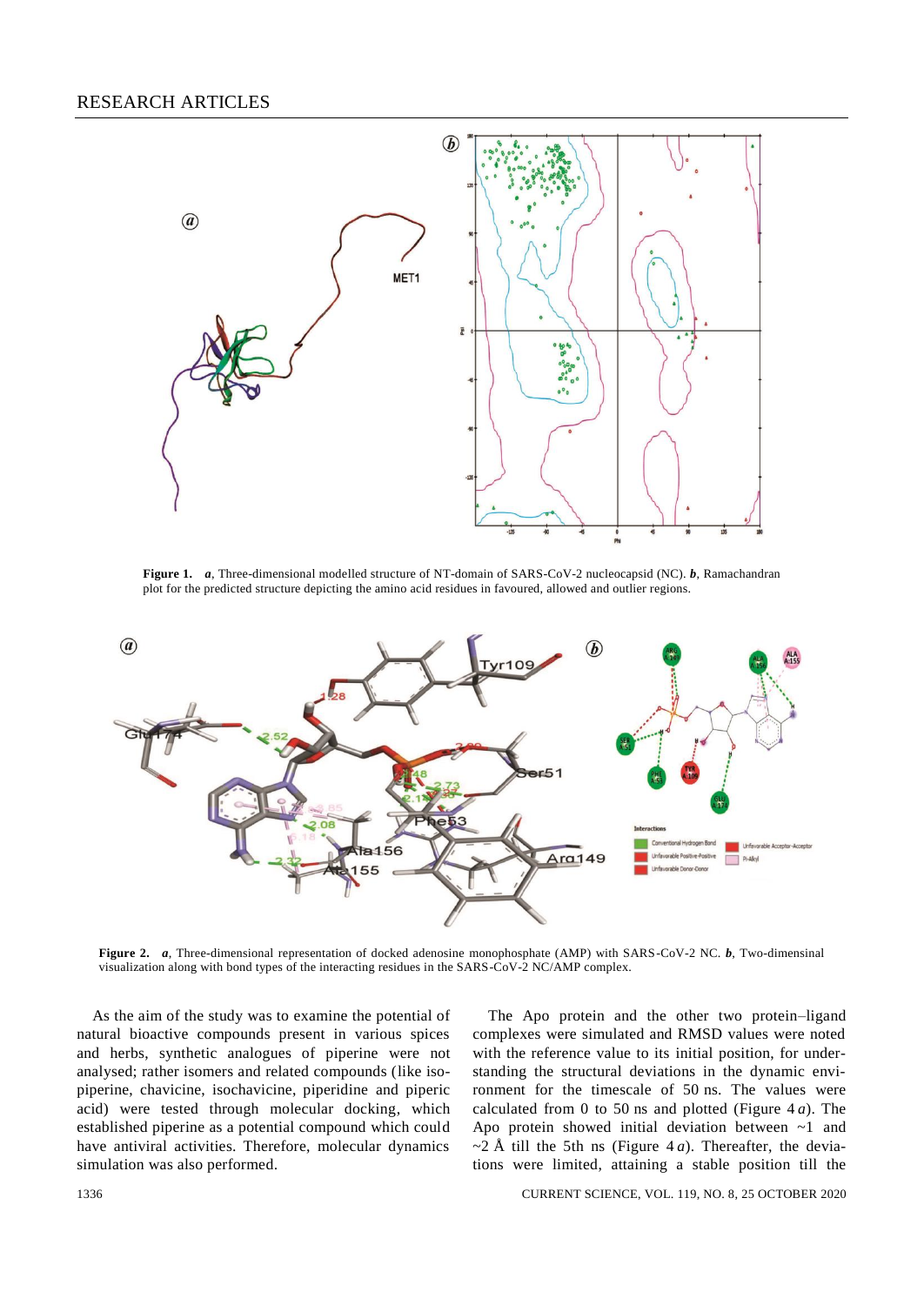**Figure 1.** *a*, Three-dimensional modelled structure of NT-domain of SARS-CoV-2 nucleocapsid (NC). *b*, Ramachandran plot for the predicted structure depicting the amino acid residues in favoured, allowed and outlier regions.

**Figure 2.** *a*, Three-dimensional representation of docked adenosine monophosphate (AMP) with SARS-CoV-2 NC. *b*, Two-dimensinal visualization along with bond types of the interacting residues in the SARS-CoV-2 NC/AMP complex.

As the aim of the study was to examine the potential of natural bioactive compounds present in various spices and herbs, synthetic analogues of piperine were not analysed; rather isomers and related compounds (like isopiperine, chavicine, isochavicine, piperidine and piperic acid) were tested through molecular docking, which established piperine as a potential compound which could have antiviral activities. Therefore, molecular dynamics simulation was also performed.

The Apo protein and the other two protein–ligand complexes were simulated and RMSD values were noted with the reference value to its initial position, for understanding the structural deviations in the dynamic environment for the timescale of 50 ns. The values were calculated from 0 to 50 ns and plotted (Figure 4 *a*). The Apo protein showed initial deviation between ~1 and ~2 Å till the 5th ns (Figure 4 *a*). Thereafter, the deviations were limited, attaining a stable position till the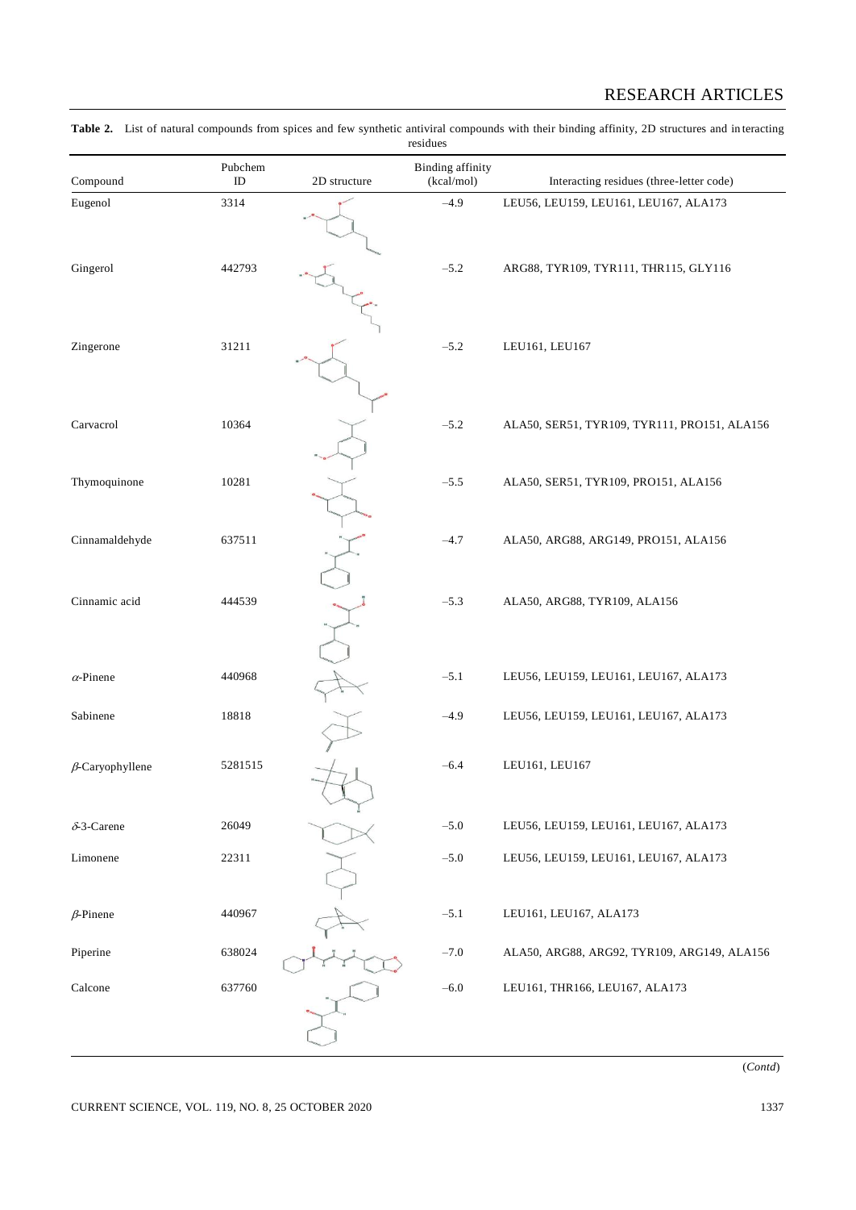**Table 2.** List of natural compounds from spices and few synthetic antiviral compounds with their binding affinity, 2D structures and interacting residues

| Compound | Pubchem ID | 2D structure | Binding affinity (kcal/mol) | Interacting residues (three-letter code) |
|---|---|---|---|---|
| Eugenol | 3314 | | –4.9 | LEU56, LEU159, LEU161, LEU167, ALA173 |
| Gingerol | 442793 | | –5.2 | ARG88, TYR109, TYR111, THR115, GLY116 |
| Zingerone | 31211 | | –5.2 | LEU161, LEU167 |
| Carvacrol | 10364 | | –5.2 | ALA50, SER51, TYR109, TYR111, PRO151, ALA156 |
| Thymoquinone | 10281 | | –5.5 | ALA50, SER51, TYR109, PRO151, ALA156 |
| Cinnamaldehyde | 637511 | | –4.7 | ALA50, ARG88, ARG149, PRO151, ALA156 |
| Cinnamic acid | 444539 | | –5.3 | ALA50, ARG88, TYR109, ALA156 |
| $\alpha$-Pinene | 440968 | | –5.1 | LEU56, LEU159, LEU161, LEU167, ALA173 |
| Sabinene | 18818 | | –4.9 | LEU56, LEU159, LEU161, LEU167, ALA173 |
| $\beta$-Caryophyllene | 5281515 | | –6.4 | LEU161, LEU167 |
| $\delta$-3-Carene | 26049 | | –5.0 | LEU56, LEU159, LEU161, LEU167, ALA173 |
| Limonene | 22311 | | –5.0 | LEU56, LEU159, LEU161, LEU167, ALA173 |
| $\beta$-Pinene | 440967 | | –5.1 | LEU161, LEU167, ALA173 |
| Piperine | 638024 | | –7.0 | ALA50, ARG88, ARG92, TYR109, ARG149, ALA156 |
| Calcone | 637760 | | –6.0 | LEU161, THR166, LEU167, ALA173 |

(*Contd*)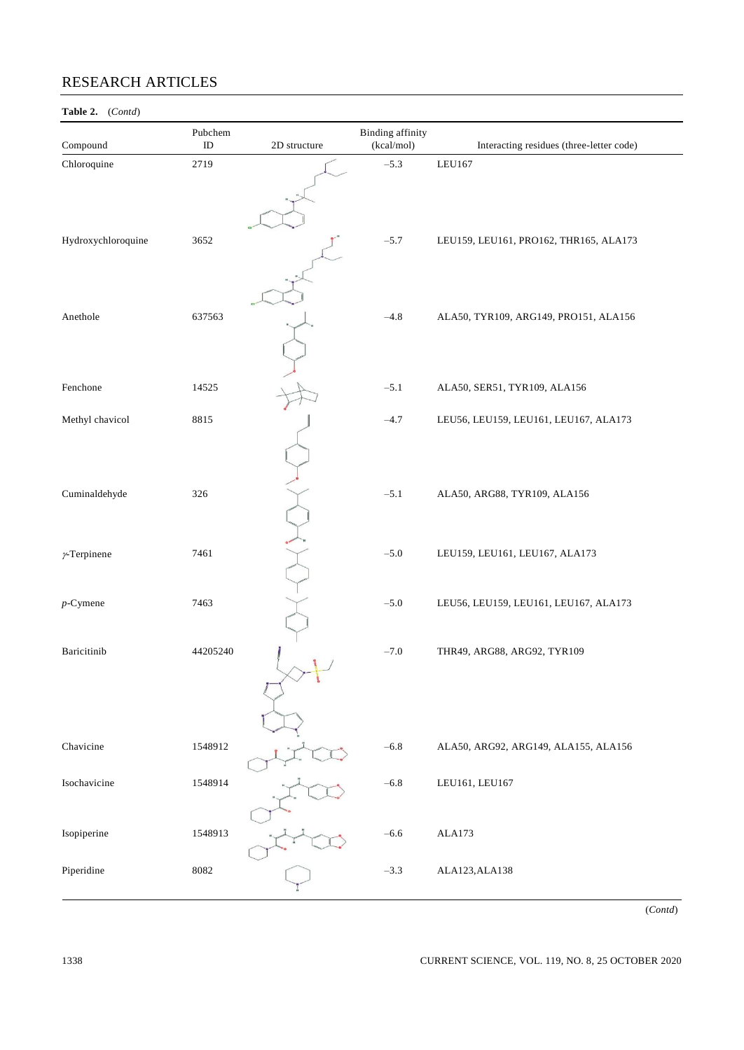**Table 2.** (*Contd*)

| Compound | Pubchem ID | 2D structure | Binding affinity (kcal/mol) | Interacting residues (three-letter code) |
|---|---|---|---|---|
| Chloroquine | 2719 | | –5.3 | LEU167 |
| Hydroxychloroquine | 3652 | | –5.7 | LEU159, LEU161, PRO162, THR165, ALA173 |
| Anethole | 637563 | | –4.8 | ALA50, TYR109, ARG149, PRO151, ALA156 |
| Fenchone | 14525 | | –5.1 | ALA50, SER51, TYR109, ALA156 |
| Methyl chavicol | 8815 | | –4.7 | LEU56, LEU159, LEU161, LEU167, ALA173 |
| Cuminaldehyde | 326 | | –5.1 | ALA50, ARG88, TYR109, ALA156 |
| *γ*-Terpinene | 7461 | | –5.0 | LEU159, LEU161, LEU167, ALA173 |
| *p*-Cymene | 7463 | | –5.0 | LEU56, LEU159, LEU161, LEU167, ALA173 |
| Baricitinib | 44205240 | | –7.0 | THR49, ARG88, ARG92, TYR109 |
| Chavicine | 1548912 | | –6.8 | ALA50, ARG92, ARG149, ALA155, ALA156 |
| Isochavicine | 1548914 | | –6.8 | LEU161, LEU167 |
| Isopiperine | 1548913 | | –6.6 | ALA173 |
| Piperidine | 8082 | | –3.3 | ALA123,ALA138 |

(*Contd*)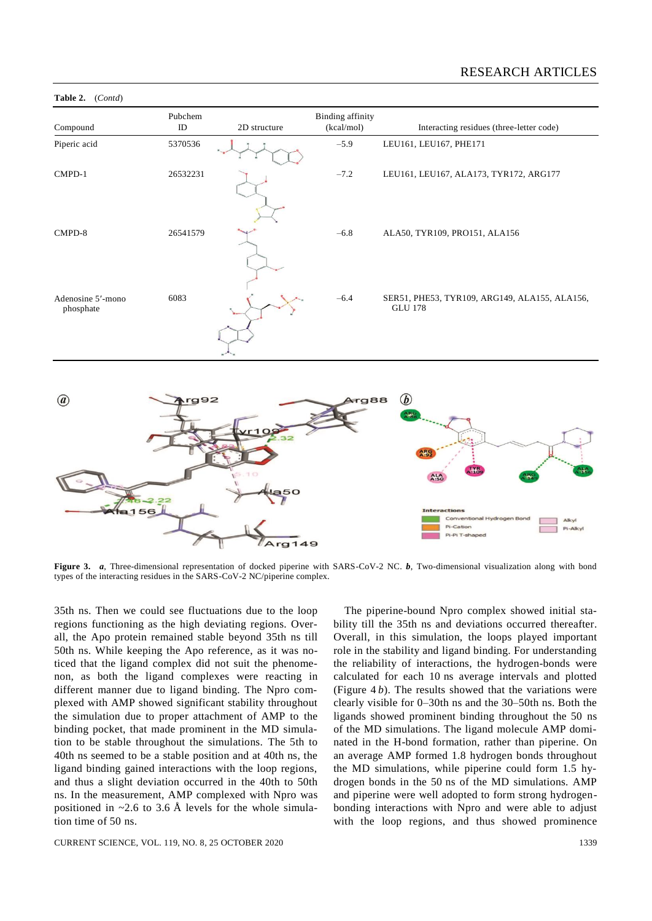**Table 2.** (*Contd*)

| Compound | Pubchem ID | 2D structure | Binding affinity (kcal/mol) | Interacting residues (three-letter code) |
|---|---|---|---|---|
| Piperic acid | 5370536 | | –5.9 | LEU161, LEU167, PHE171 |
| CMPD-1 | 26532231 | | –7.2 | LEU161, LEU167, ALA173, TYR172, ARG177 |
| CMPD-8 | 26541579 | | –6.8 | ALA50, TYR109, PRO151, ALA156 |
| Adenosine 5′-mono phosphate | 6083 | | –6.4 | SER51, PHE53, TYR109, ARG149, ALA155, ALA156, GLU 178 |

**Figure 3.** ***a***, Three-dimensional representation of docked piperine with SARS-CoV-2 NC. ***b***, Two-dimensional visualization along with bond types of the interacting residues in the SARS-CoV-2 NC/piperine complex.

35th ns. Then we could see fluctuations due to the loop regions functioning as the high deviating regions. Overall, the Apo protein remained stable beyond 35th ns till 50th ns. While keeping the Apo reference, as it was noticed that the ligand complex did not suit the phenomenon, as both the ligand complexes were reacting in different manner due to ligand binding. The Npro complexed with AMP showed significant stability throughout the simulation due to proper attachment of AMP to the binding pocket, that made prominent in the MD simulation to be stable throughout the simulations. The 5th to 40th ns seemed to be a stable position and at 40th ns, the ligand binding gained interactions with the loop regions, and thus a slight deviation occurred in the 40th to 50th ns. In the measurement, AMP complexed with Npro was positioned in ~2.6 to 3.6 Å levels for the whole simulation time of 50 ns.

The piperine-bound Npro complex showed initial stability till the 35th ns and deviations occurred thereafter. Overall, in this simulation, the loops played important role in the stability and ligand binding. For understanding the reliability of interactions, the hydrogen-bonds were calculated for each 10 ns average intervals and plotted (Figure 4 *b*). The results showed that the variations were clearly visible for 0–30th ns and the 30–50th ns. Both the ligands showed prominent binding throughout the 50 ns of the MD simulations. The ligand molecule AMP dominated in the H-bond formation, rather than piperine. On an average AMP formed 1.8 hydrogen bonds throughout the MD simulations, while piperine could form 1.5 hydrogen bonds in the 50 ns of the MD simulations. AMP and piperine were well adopted to form strong hydrogen-bonding interactions with Npro and were able to adjust with the loop regions, and thus showed prominence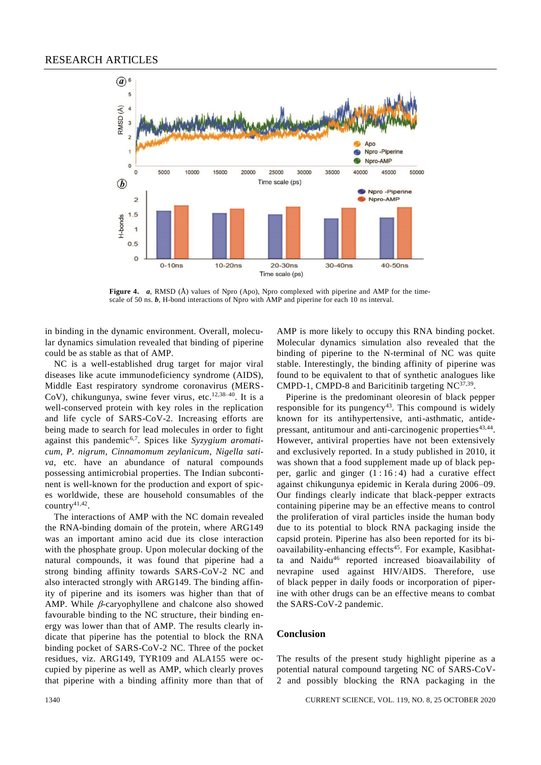**Figure 4.** ***a***, RMSD (Å) values of Npro (Apo), Npro complexed with piperine and AMP for the time-scale of 50 ns. ***b***, H-bond interactions of Npro with AMP and piperine for each 10 ns interval.

in binding in the dynamic environment. Overall, molecular dynamics simulation revealed that binding of piperine could be as stable as that of AMP.

NC is a well-established drug target for major viral diseases like acute immunodeficiency syndrome (AIDS), Middle East respiratory syndrome coronavirus (MERS-CoV), chikungunya, swine fever virus, etc.[12,38–40]. It is a well-conserved protein with key roles in the replication and life cycle of SARS-CoV-2. Increasing efforts are being made to search for lead molecules in order to fight against this pandemic[6,7]. Spices like *Syzygium aromaticum*, *P. nigrum*, *Cinnamomum zeylanicum*, *Nigella sativa*, etc. have an abundance of natural compounds possessing antimicrobial properties. The Indian subcontinent is well-known for the production and export of spices worldwide, these are household consumables of the country[41,42].

The interactions of AMP with the NC domain revealed the RNA-binding domain of the protein, where ARG149 was an important amino acid due its close interaction with the phosphate group. Upon molecular docking of the natural compounds, it was found that piperine had a strong binding affinity towards SARS-CoV-2 NC and also interacted strongly with ARG149. The binding affinity of piperine and its isomers was higher than that of AMP. While $\beta$-caryophyllene and chalcone also showed favourable binding to the NC structure, their binding energy was lower than that of AMP. The results clearly indicate that piperine has the potential to block the RNA binding pocket of SARS-CoV-2 NC. Three of the pocket residues, viz. ARG149, TYR109 and ALA155 were occupied by piperine as well as AMP, which clearly proves that piperine with a binding affinity more than that of AMP is more likely to occupy this RNA binding pocket. Molecular dynamics simulation also revealed that the binding of piperine to the N-terminal of NC was quite stable. Interestingly, the binding affinity of piperine was found to be equivalent to that of synthetic analogues like CMPD-1, CMPD-8 and Baricitinib targeting NC[37,39].

Piperine is the predominant oleoresin of black pepper responsible for its pungency[43]. This compound is widely known for its antihypertensive, anti-asthmatic, antidepressant, antitumour and anti-carcinogenic properties[43,44]. However, antiviral properties have not been extensively and exclusively reported. In a study published in 2010, it was shown that a food supplement made up of black pepper, garlic and ginger (1 : 16 : 4) had a curative effect against chikungunya epidemic in Kerala during 2006–09. Our findings clearly indicate that black-pepper extracts containing piperine may be an effective means to control the proliferation of viral particles inside the human body due to its potential to block RNA packaging inside the capsid protein. Piperine has also been reported for its bioavailability-enhancing effects[45]. For example, Kasibhatta and Naidu[46] reported increased bioavailability of nevrapine used against HIV/AIDS. Therefore, use of black pepper in daily foods or incorporation of piperine with other drugs can be an effective means to combat the SARS-CoV-2 pandemic.

## Conclusion

The results of the present study highlight piperine as a potential natural compound targeting NC of SARS-CoV-2 and possibly blocking the RNA packaging in the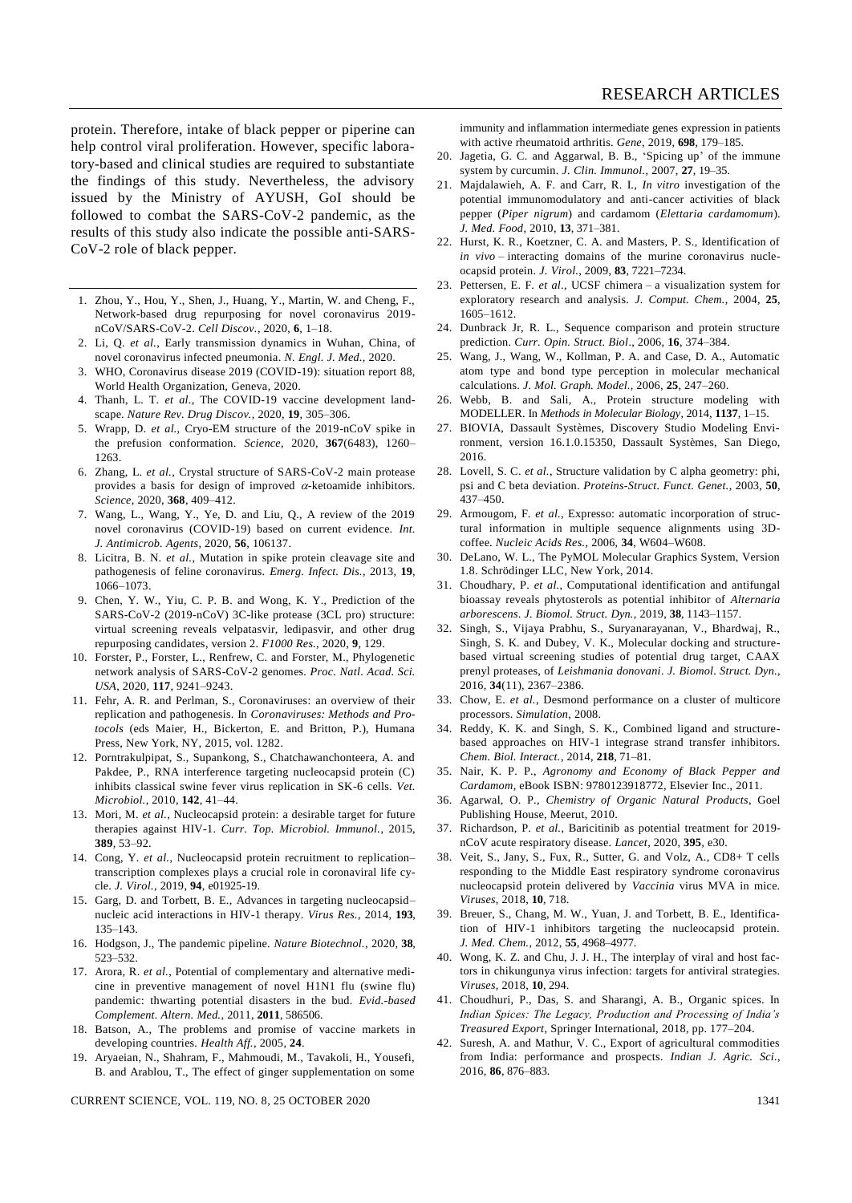protein. Therefore, intake of black pepper or piperine can help control viral proliferation. However, specific laboratory-based and clinical studies are required to substantiate the findings of this study. Nevertheless, the advisory issued by the Ministry of AYUSH, GoI should be followed to combat the SARS-CoV-2 pandemic, as the results of this study also indicate the possible anti-SARS-CoV-2 role of black pepper.

1. Zhou, Y., Hou, Y., Shen, J., Huang, Y., Martin, W. and Cheng, F., Network-based drug repurposing for novel coronavirus 2019-nCoV/SARS-CoV-2. *Cell Discov.*, 2020, **6**, 1–18.
2. Li, Q. *et al.*, Early transmission dynamics in Wuhan, China, of novel coronavirus infected pneumonia. *N. Engl. J. Med.*, 2020.
3. WHO, Coronavirus disease 2019 (COVID-19): situation report 88, World Health Organization, Geneva, 2020.
4. Thanh, L. T. *et al.*, The COVID-19 vaccine development landscape. *Nature Rev. Drug Discov.*, 2020, **19**, 305–306.
5. Wrapp, D. *et al.*, Cryo-EM structure of the 2019-nCoV spike in the prefusion conformation. *Science*, 2020, **367**(6483), 1260–1263.
6. Zhang, L. *et al.*, Crystal structure of SARS-CoV-2 main protease provides a basis for design of improved $\alpha$-ketoamide inhibitors. *Science*, 2020, **368**, 409–412.
7. Wang, L., Wang, Y., Ye, D. and Liu, Q., A review of the 2019 novel coronavirus (COVID-19) based on current evidence. *Int. J. Antimicrob. Agents*, 2020, **56**, 106137.
8. Licitra, B. N. *et al.*, Mutation in spike protein cleavage site and pathogenesis of feline coronavirus. *Emerg. Infect. Dis.*, 2013, **19**, 1066–1073.
9. Chen, Y. W., Yiu, C. P. B. and Wong, K. Y., Prediction of the SARS-CoV-2 (2019-nCoV) 3C-like protease (3CL pro) structure: virtual screening reveals velpatasvir, ledipasvir, and other drug repurposing candidates, version 2. *F1000 Res.*, 2020, **9**, 129.
10. Forster, P., Forster, L., Renfrew, C. and Forster, M., Phylogenetic network analysis of SARS-CoV-2 genomes. *Proc. Natl. Acad. Sci. USA*, 2020, **117**, 9241–9243.
11. Fehr, A. R. and Perlman, S., Coronaviruses: an overview of their replication and pathogenesis. In *Coronaviruses: Methods and Protocols* (eds Maier, H., Bickerton, E. and Britton, P.), Humana Press, New York, NY, 2015, vol. 1282.
12. Porntrakulpipat, S., Supankong, S., Chatchawanchonteera, A. and Pakdee, P., RNA interference targeting nucleocapsid protein (C) inhibits classical swine fever virus replication in SK-6 cells. *Vet. Microbiol.*, 2010, **142**, 41–44.
13. Mori, M. *et al.*, Nucleocapsid protein: a desirable target for future therapies against HIV-1. *Curr. Top. Microbiol. Immunol.*, 2015, **389**, 53–92.
14. Cong, Y. *et al.*, Nucleocapsid protein recruitment to replication–transcription complexes plays a crucial role in coronaviral life cycle. *J. Virol.*, 2019, **94**, e01925-19.
15. Garg, D. and Torbett, B. E., Advances in targeting nucleocapsid–nucleic acid interactions in HIV-1 therapy. *Virus Res.*, 2014, **193**, 135–143.
16. Hodgson, J., The pandemic pipeline. *Nature Biotechnol.*, 2020, **38**, 523–532.
17. Arora, R. *et al.*, Potential of complementary and alternative medicine in preventive management of novel H1N1 flu (swine flu) pandemic: thwarting potential disasters in the bud. *Evid.-based Complement. Altern. Med.*, 2011, **2011**, 586506.
18. Batson, A., The problems and promise of vaccine markets in developing countries. *Health Aff.*, 2005, **24**.
19. Aryaeian, N., Shahram, F., Mahmoudi, M., Tavakoli, H., Yousefi, B. and Arablou, T., The effect of ginger supplementation on some immunity and inflammation intermediate genes expression in patients with active rheumatoid arthritis. *Gene*, 2019, **698**, 179–185.
20. Jagetia, G. C. and Aggarwal, B. B., 'Spicing up' of the immune system by curcumin. *J. Clin. Immunol.*, 2007, **27**, 19–35.
21. Majdalawieh, A. F. and Carr, R. I., *In vitro* investigation of the potential immunomodulatory and anti-cancer activities of black pepper (*Piper nigrum*) and cardamom (*Elettaria cardamomum*). *J. Med. Food*, 2010, **13**, 371–381.
22. Hurst, K. R., Koetzner, C. A. and Masters, P. S., Identification of *in vivo* – interacting domains of the murine coronavirus nucleocapsid protein. *J. Virol.*, 2009, **83**, 7221–7234.
23. Pettersen, E. F. *et al.*, UCSF chimera – a visualization system for exploratory research and analysis. *J. Comput. Chem.*, 2004, **25**, 1605–1612.
24. Dunbrack Jr, R. L., Sequence comparison and protein structure prediction. *Curr. Opin. Struct. Biol*., 2006, **16**, 374–384.
25. Wang, J., Wang, W., Kollman, P. A. and Case, D. A., Automatic atom type and bond type perception in molecular mechanical calculations. *J. Mol. Graph. Model.*, 2006, **25**, 247–260.
26. Webb, B. and Sali, A., Protein structure modeling with MODELLER. In *Methods in Molecular Biology*, 2014, **1137**, 1–15.
27. BIOVIA, Dassault Systèmes, Discovery Studio Modeling Environment, version 16.1.0.15350, Dassault Systèmes, San Diego, 2016.
28. Lovell, S. C. *et al.*, Structure validation by C alpha geometry: phi, psi and C beta deviation. *Proteins-Struct. Funct. Genet.*, 2003, **50**, 437–450.
29. Armougom, F. *et al.*, Expresso: automatic incorporation of structural information in multiple sequence alignments using 3D-coffee. *Nucleic Acids Res.*, 2006, **34**, W604–W608.
30. DeLano, W. L., The PyMOL Molecular Graphics System, Version 1.8. Schrödinger LLC, New York, 2014.
31. Choudhary, P. *et al.*, Computational identification and antifungal bioassay reveals phytosterols as potential inhibitor of *Alternaria arborescens*. *J. Biomol. Struct. Dyn.*, 2019, **38**, 1143–1157.
32. Singh, S., Vijaya Prabhu, S., Suryanarayanan, V., Bhardwaj, R., Singh, S. K. and Dubey, V. K., Molecular docking and structure-based virtual screening studies of potential drug target, CAAX prenyl proteases, of *Leishmania donovani*. *J. Biomol. Struct. Dyn.*, 2016, **34**(11), 2367–2386.
33. Chow, E. *et al.*, Desmond performance on a cluster of multicore processors. *Simulation*, 2008.
34. Reddy, K. K. and Singh, S. K., Combined ligand and structure-based approaches on HIV-1 integrase strand transfer inhibitors. *Chem. Biol. Interact.*, 2014, **218**, 71–81.
35. Nair, K. P. P., *Agronomy and Economy of Black Pepper and Cardamom*, eBook ISBN: 9780123918772, Elsevier Inc., 2011.
36. Agarwal, O. P., *Chemistry of Organic Natural Products*, Goel Publishing House, Meerut, 2010.
37. Richardson, P. *et al.*, Baricitinib as potential treatment for 2019-nCoV acute respiratory disease. *Lancet*, 2020, **395**, e30.
38. Veit, S., Jany, S., Fux, R., Sutter, G. and Volz, A., CD8+ T cells responding to the Middle East respiratory syndrome coronavirus nucleocapsid protein delivered by *Vaccinia* virus MVA in mice. *Viruses*, 2018, **10**, 718.
39. Breuer, S., Chang, M. W., Yuan, J. and Torbett, B. E., Identification of HIV-1 inhibitors targeting the nucleocapsid protein. *J. Med. Chem.*, 2012, **55**, 4968–4977.
40. Wong, K. Z. and Chu, J. J. H., The interplay of viral and host factors in chikungunya virus infection: targets for antiviral strategies. *Viruses*, 2018, **10**, 294.
41. Choudhuri, P., Das, S. and Sharangi, A. B., Organic spices. In *Indian Spices: The Legacy, Production and Processing of India's Treasured Export*, Springer International, 2018, pp. 177–204.
42. Suresh, A. and Mathur, V. C., Export of agricultural commodities from India: performance and prospects. *Indian J. Agric. Sci.*, 2016, **86**, 876–883.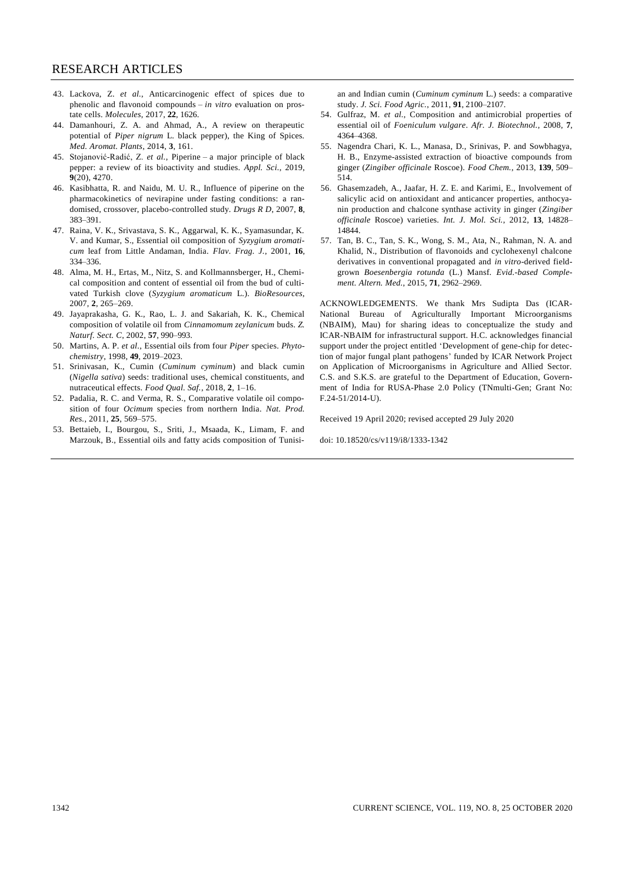43. Lackova, Z. *et al.*, Anticarcinogenic effect of spices due to phenolic and flavonoid compounds – *in vitro* evaluation on prostate cells. *Molecules*, 2017, **22**, 1626.
44. Damanhouri, Z. A. and Ahmad, A., A review on therapeutic potential of *Piper nigrum* L. black pepper), the King of Spices. *Med. Aromat. Plants*, 2014, **3**, 161.
45. Stojanović-Radić, Z. *et al.*, Piperine – a major principle of black pepper: a review of its bioactivity and studies. *Appl. Sci.*, 2019, **9**(20), 4270.
46. Kasibhatta, R. and Naidu, M. U. R., Influence of piperine on the pharmacokinetics of nevirapine under fasting conditions: a randomised, crossover, placebo-controlled study. *Drugs R D*, 2007, **8**, 383–391.
47. Raina, V. K., Srivastava, S. K., Aggarwal, K. K., Syamasundar, K. V. and Kumar, S., Essential oil composition of *Syzygium aromaticum* leaf from Little Andaman, India. *Flav. Frag. J.*, 2001, **16**, 334–336.
48. Alma, M. H., Ertas, M., Nitz, S. and Kollmannsberger, H., Chemical composition and content of essential oil from the bud of cultivated Turkish clove (*Syzygium aromaticum* L.). *BioResources*, 2007, **2**, 265–269.
49. Jayaprakasha, G. K., Rao, L. J. and Sakariah, K. K., Chemical composition of volatile oil from *Cinnamomum zeylanicum* buds. *Z. Naturf. Sect. C*, 2002, **57**, 990–993.
50. Martins, A. P. *et al.*, Essential oils from four *Piper* species. *Phytochemistry*, 1998, **49**, 2019–2023.
51. Srinivasan, K., Cumin (*Cuminum cyminum*) and black cumin (*Nigella sativa*) seeds: traditional uses, chemical constituents, and nutraceutical effects. *Food Qual. Saf.*, 2018, **2**, 1–16.
52. Padalia, R. C. and Verma, R. S., Comparative volatile oil composition of four *Ocimum* species from northern India. *Nat. Prod. Res.*, 2011, **25**, 569–575.
53. Bettaieb, I., Bourgou, S., Sriti, J., Msaada, K., Limam, F. and Marzouk, B., Essential oils and fatty acids composition of Tunisian and Indian cumin (*Cuminum cyminum* L.) seeds: a comparative study. *J. Sci. Food Agric.*, 2011, **91**, 2100–2107.
54. Gulfraz, M. *et al.*, Composition and antimicrobial properties of essential oil of *Foeniculum vulgare*. *Afr. J. Biotechnol.*, 2008, **7**, 4364–4368.
55. Nagendra Chari, K. L., Manasa, D., Srinivas, P. and Sowbhagya, H. B., Enzyme-assisted extraction of bioactive compounds from ginger (*Zingiber officinale* Roscoe). *Food Chem.*, 2013, **139**, 509–514.
56. Ghasemzadeh, A., Jaafar, H. Z. E. and Karimi, E., Involvement of salicylic acid on antioxidant and anticancer properties, anthocyanin production and chalcone synthase activity in ginger (*Zingiber officinale* Roscoe) varieties. *Int. J. Mol. Sci.*, 2012, **13**, 14828–14844.
57. Tan, B. C., Tan, S. K., Wong, S. M., Ata, N., Rahman, N. A. and Khalid, N., Distribution of flavonoids and cyclohexenyl chalcone derivatives in conventional propagated and *in vitro*-derived field-grown *Boesenbergia rotunda* (L.) Mansf. *Evid.-based Complement. Altern. Med.*, 2015, **71**, 2962–2969.

ACKNOWLEDGEMENTS. We thank Mrs Sudipta Das (ICAR-National Bureau of Agriculturally Important Microorganisms (NBAIM), Mau) for sharing ideas to conceptualize the study and ICAR-NBAIM for infrastructural support. H.C. acknowledges financial support under the project entitled 'Development of gene-chip for detection of major fungal plant pathogens' funded by ICAR Network Project on Application of Microorganisms in Agriculture and Allied Sector. C.S. and S.K.S. are grateful to the Department of Education, Government of India for RUSA-Phase 2.0 Policy (TNmulti-Gen; Grant No: F.24-51/2014-U).

Received 19 April 2020; revised accepted 29 July 2020

doi: 10.18520/cs/v119/i8/1333-1342